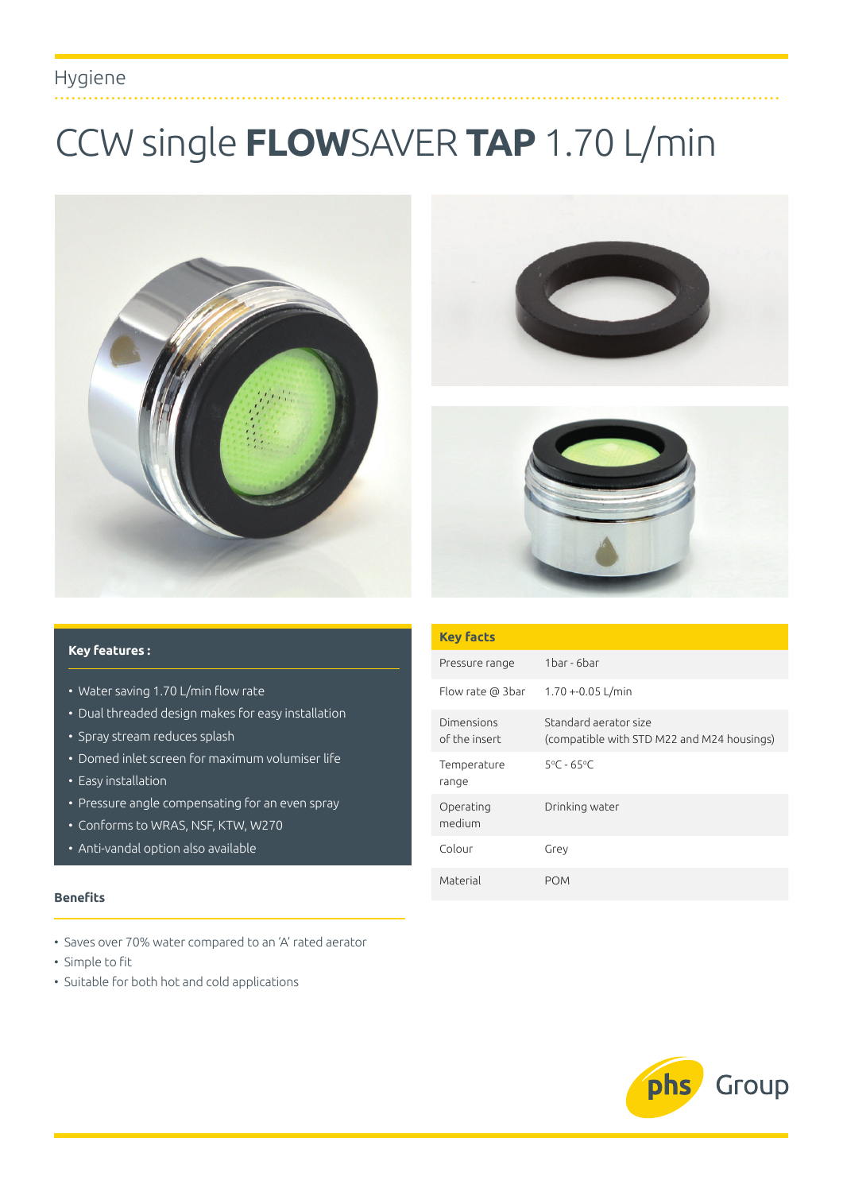Hygiene

# CCW single **FLOW**SAVER **TAP** 1.70 L/min

**Key features :**

- Water saving 1.70 L/min flow rate
- Dual threaded design makes for easy installation
- Spray stream reduces splash
- Domed inlet screen for maximum volumiser life
- Easy installation
- Pressure angle compensating for an even spray
- Conforms to WRAS, NSF, KTW, W270
- Anti-vandal option also available

| Key facts | |
|---|---|
| Pressure range | 1bar - 6bar |
| Flow rate @ 3bar | 1.70 +-0.05 L/min |
| Dimensions of the insert | Standard aerator size (compatible with STD M22 and M24 housings) |
| Temperature range | 5°C - 65°C |
| Operating medium | Drinking water |
| Colour | Grey |
| Material | POM |

**Benefits**

- Saves over 70% water compared to an 'A' rated aerator
- Simple to fit
- Suitable for both hot and cold applications

phs Group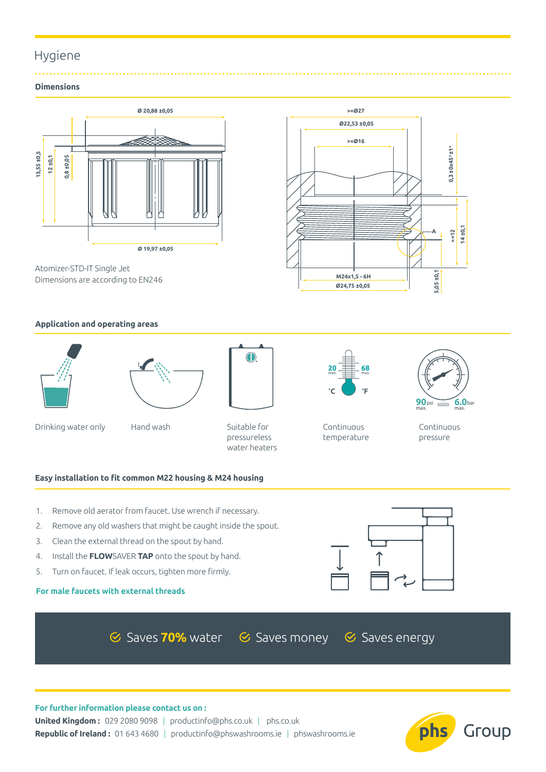# Hygiene

## Dimensions

Ø 20,88 ±0,05

13,55 ±0,5

12 ±0,1

0,8 ±0,05

Ø 19,97 ±0,05

Atomizer-STD-IT Single Jet
Dimensions are according to EN246

>=Ø27

Ø22,53 ±0,05

>=Ø16

0,3 ±0x45°±1°

A

>=12

14 ±0,1

M24x1,5 - 6H

Ø24,75 ±0,05

5,05 ±0,1

## Application and operating areas

Drinking water only

Hand wash

Suitable for pressureless water heaters

20 max. °C

68 max. °F

Continuous temperature

90 psi max.

6.0 bar max.

Continuous pressure

## Easy installation to fit common M22 housing & M24 housing

1. Remove old aerator from faucet. Use wrench if necessary.
2. Remove any old washers that might be caught inside the spout.
3. Clean the external thread on the spout by hand.
4. Install the **FLOW**SAVER **TAP** onto the spout by hand.
5. Turn on faucet. If leak occurs, tighten more firmly.

**For male faucets with external threads**

Saves **70%** water    Saves money    Saves energy

**For further information please contact us on :**

**United Kingdom :** 029 2080 9098 | productinfo@phs.co.uk | phs.co.uk

**Republic of Ireland :** 01 643 4680 | productinfo@phswashrooms.ie | phswashrooms.ie

phs Group